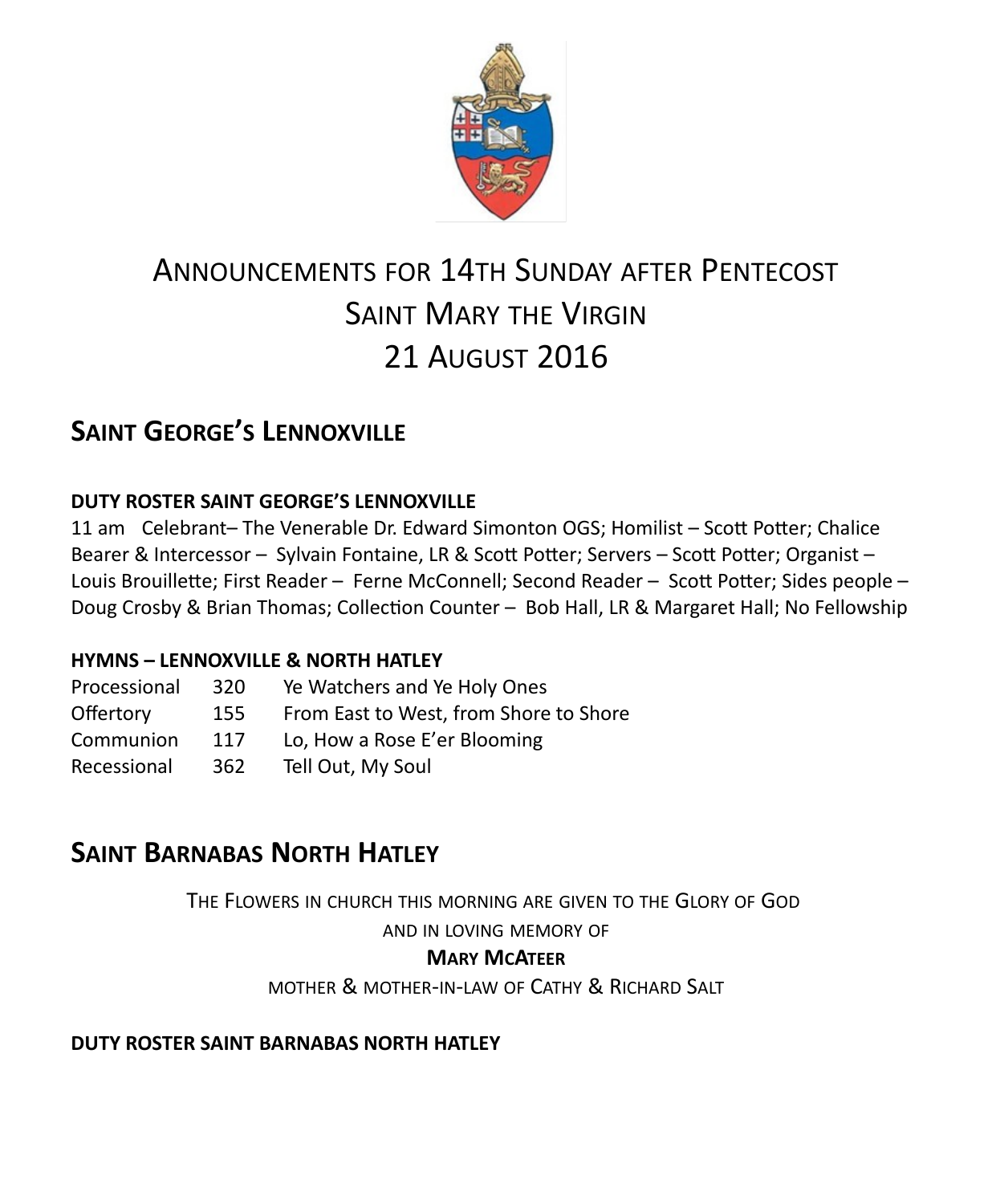# Announcements for 14th Sunday after Pentecost
# Saint Mary the Virgin
# 21 August 2016

## Saint George's Lennoxville

### DUTY ROSTER SAINT GEORGE'S LENNOXVILLE

11 am Celebrant– The Venerable Dr. Edward Simonton OGS; Homilist – Scott Potter; Chalice Bearer & Intercessor – Sylvain Fontaine, LR & Scott Potter; Servers – Scott Potter; Organist – Louis Brouillette; First Reader – Ferne McConnell; Second Reader – Scott Potter; Sides people – Doug Crosby & Brian Thomas; Collection Counter – Bob Hall, LR & Margaret Hall; No Fellowship

### HYMNS – LENNOXVILLE & NORTH HATLEY

| | | |
|---|---|---|
| Processional | 320 | Ye Watchers and Ye Holy Ones |
| Offertory | 155 | From East to West, from Shore to Shore |
| Communion | 117 | Lo, How a Rose E'er Blooming |
| Recessional | 362 | Tell Out, My Soul |

## Saint Barnabas North Hatley

The Flowers in church this morning are given to the Glory of God

and in loving memory of

**Mary McAteer**

mother & mother-in-law of Cathy & Richard Salt

### DUTY ROSTER SAINT BARNABAS NORTH HATLEY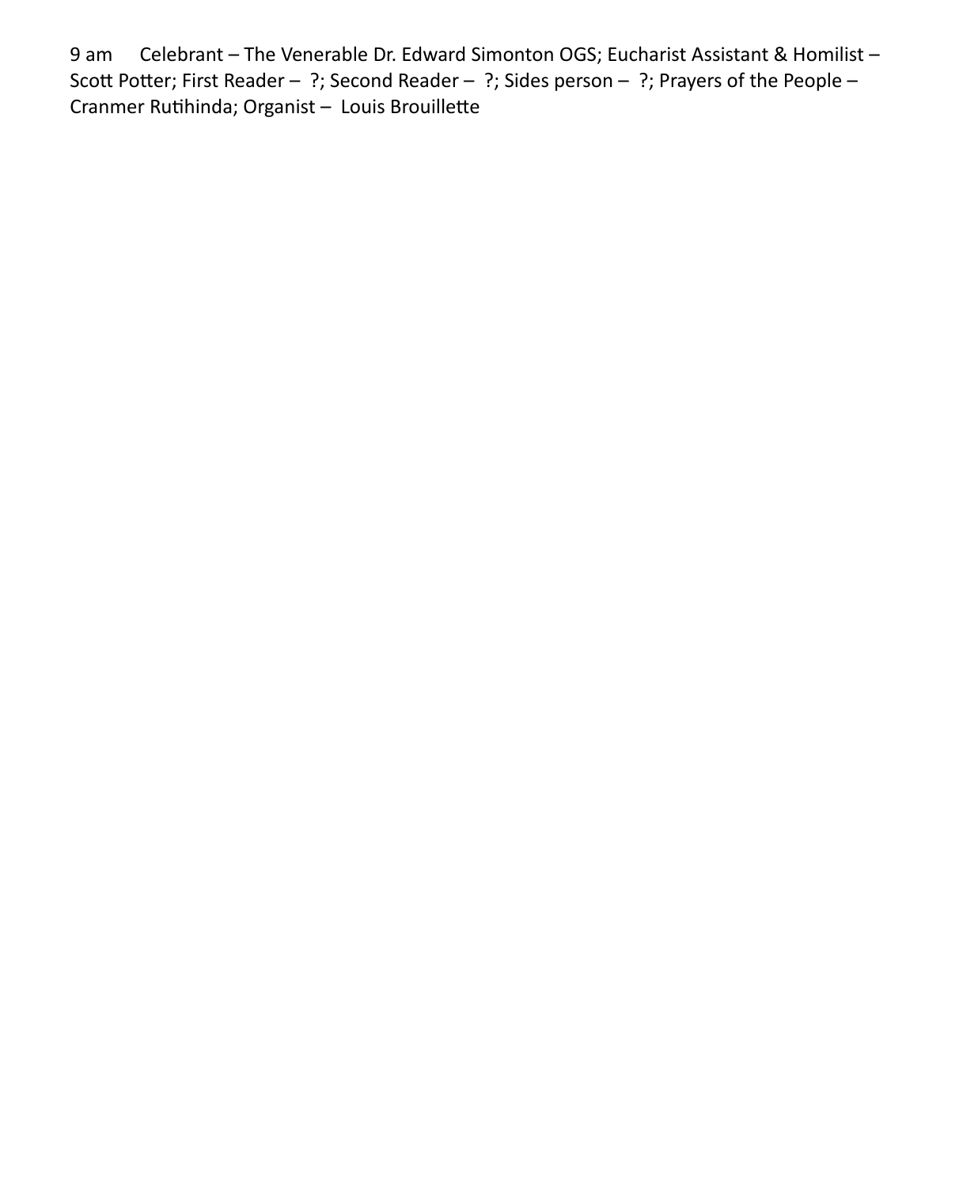9 am Celebrant – The Venerable Dr. Edward Simonton OGS; Eucharist Assistant & Homilist – Scott Potter; First Reader – ?; Second Reader – ?; Sides person – ?; Prayers of the People – Cranmer Rutihinda; Organist – Louis Brouillette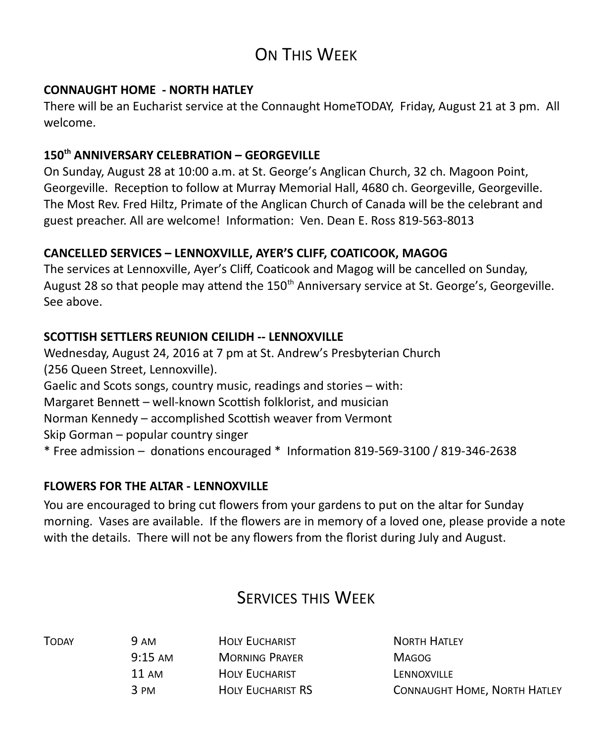# On This Week

**CONNAUGHT HOME - NORTH HATLEY**

There will be an Eucharist service at the Connaught HomeTODAY, Friday, August 21 at 3 pm. All welcome.

**150th ANNIVERSARY CELEBRATION – GEORGEVILLE**

On Sunday, August 28 at 10:00 a.m. at St. George's Anglican Church, 32 ch. Magoon Point, Georgeville. Reception to follow at Murray Memorial Hall, 4680 ch. Georgeville, Georgeville. The Most Rev. Fred Hiltz, Primate of the Anglican Church of Canada will be the celebrant and guest preacher. All are welcome! Information: Ven. Dean E. Ross 819-563-8013

**CANCELLED SERVICES – LENNOXVILLE, AYER'S CLIFF, COATICOOK, MAGOG**

The services at Lennoxville, Ayer's Cliff, Coaticook and Magog will be cancelled on Sunday, August 28 so that people may attend the 150th Anniversary service at St. George's, Georgeville. See above.

**SCOTTISH SETTLERS REUNION CEILIDH -- LENNOXVILLE**

Wednesday, August 24, 2016 at 7 pm at St. Andrew's Presbyterian Church
(256 Queen Street, Lennoxville).
Gaelic and Scots songs, country music, readings and stories – with:
Margaret Bennett – well-known Scottish folklorist, and musician
Norman Kennedy – accomplished Scottish weaver from Vermont
Skip Gorman – popular country singer
* Free admission – donations encouraged * Information 819-569-3100 / 819-346-2638

**FLOWERS FOR THE ALTAR - LENNOXVILLE**

You are encouraged to bring cut flowers from your gardens to put on the altar for Sunday morning. Vases are available. If the flowers are in memory of a loved one, please provide a note with the details. There will not be any flowers from the florist during July and August.

# Services this Week

| | | | |
|---|---|---|---|
| Today | 9 am | Holy Eucharist | North Hatley |
| | 9:15 am | Morning Prayer | Magog |
| | 11 am | Holy Eucharist | Lennoxville |
| | 3 pm | Holy Eucharist RS | Connaught Home, North Hatley |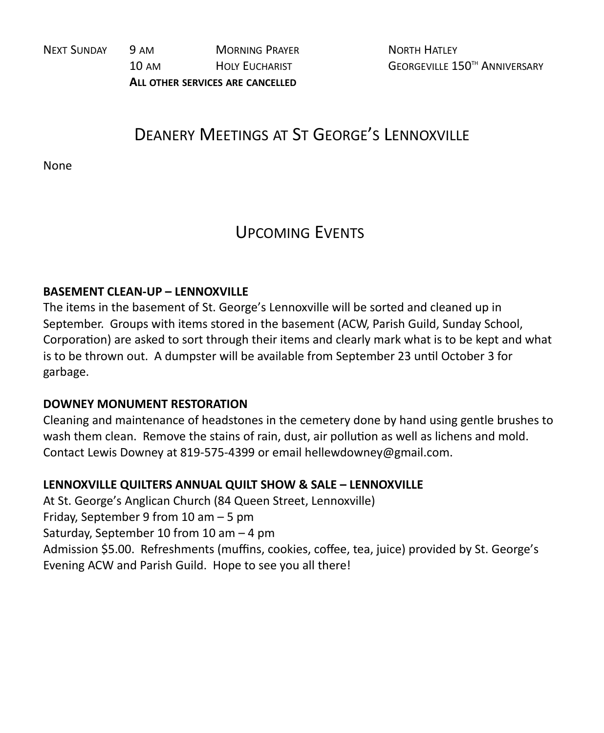| | | | |
|---|---|---|---|
| Next Sunday | 9 am | Morning Prayer | North Hatley |
| | 10 am | Holy Eucharist | Georgeville 150th Anniversary |
| | **All other services are cancelled** | | |

## Deanery Meetings at St George's Lennoxville

None

## Upcoming Events

**BASEMENT CLEAN-UP – LENNOXVILLE**
The items in the basement of St. George's Lennoxville will be sorted and cleaned up in September. Groups with items stored in the basement (ACW, Parish Guild, Sunday School, Corporation) are asked to sort through their items and clearly mark what is to be kept and what is to be thrown out. A dumpster will be available from September 23 until October 3 for garbage.

**DOWNEY MONUMENT RESTORATION**
Cleaning and maintenance of headstones in the cemetery done by hand using gentle brushes to wash them clean. Remove the stains of rain, dust, air pollution as well as lichens and mold. Contact Lewis Downey at 819-575-4399 or email hellewdowney@gmail.com.

**LENNOXVILLE QUILTERS ANNUAL QUILT SHOW & SALE – LENNOXVILLE**
At St. George's Anglican Church (84 Queen Street, Lennoxville)
Friday, September 9 from 10 am – 5 pm
Saturday, September 10 from 10 am – 4 pm
Admission $5.00. Refreshments (muffins, cookies, coffee, tea, juice) provided by St. George's Evening ACW and Parish Guild. Hope to see you all there!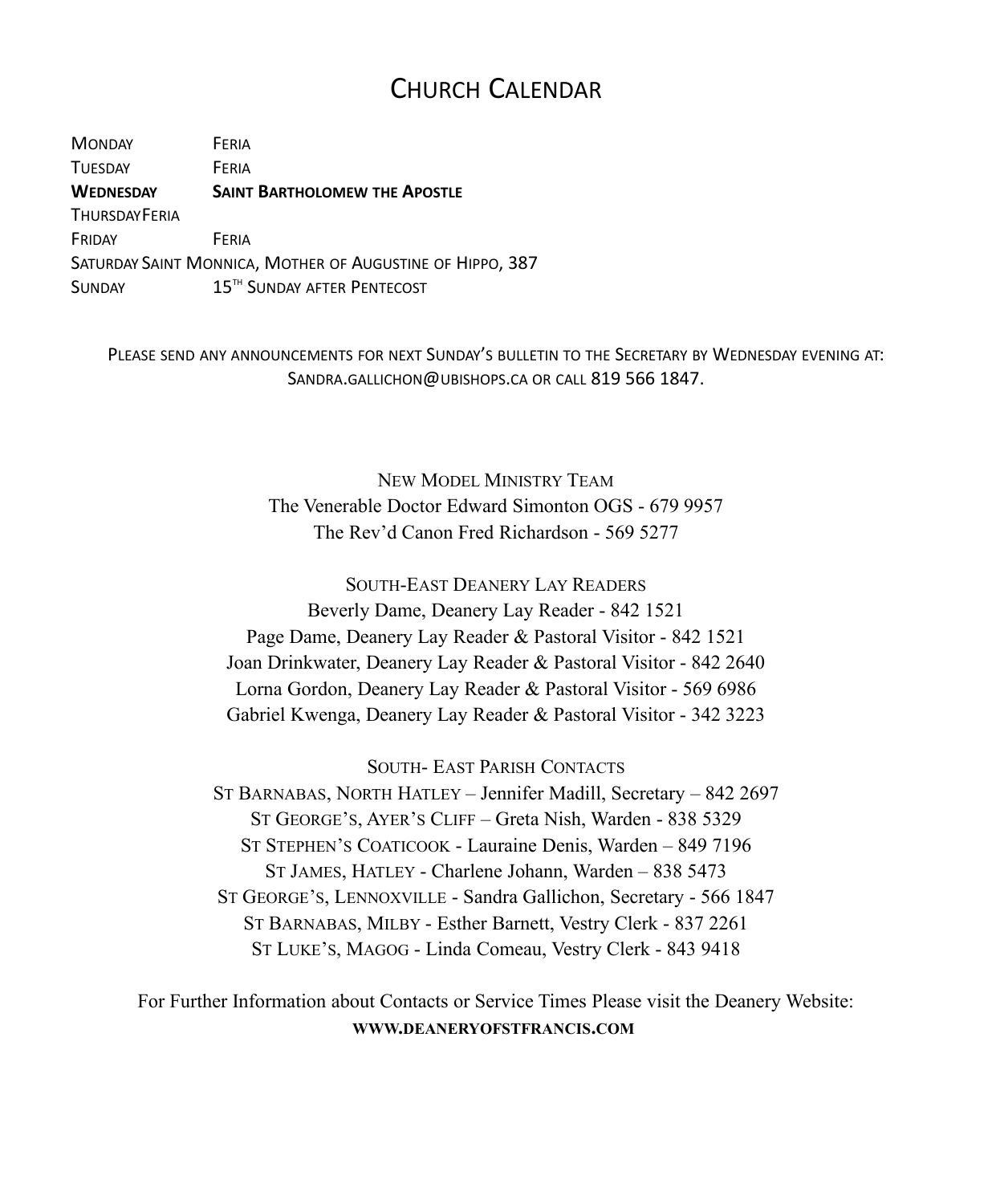# Church Calendar

| | |
|---|---|
| Monday | Feria |
| Tuesday | Feria |
| **Wednesday** | **Saint Bartholomew the Apostle** |
| Thursday | Feria |
| Friday | Feria |
| Saturday | Saint Monnica, Mother of Augustine of Hippo, 387 |
| Sunday | 15th Sunday after Pentecost |

Please send any announcements for next Sunday's bulletin to the Secretary by Wednesday evening at: Sandra.gallichon@ubishops.ca or call 819 566 1847.

New Model Ministry Team
The Venerable Doctor Edward Simonton OGS - 679 9957
The Rev'd Canon Fred Richardson - 569 5277

South-East Deanery Lay Readers
Beverly Dame, Deanery Lay Reader - 842 1521
Page Dame, Deanery Lay Reader & Pastoral Visitor - 842 1521
Joan Drinkwater, Deanery Lay Reader & Pastoral Visitor - 842 2640
Lorna Gordon, Deanery Lay Reader & Pastoral Visitor - 569 6986
Gabriel Kwenga, Deanery Lay Reader & Pastoral Visitor - 342 3223

South- East Parish Contacts
St Barnabas, North Hatley – Jennifer Madill, Secretary – 842 2697
St George's, Ayer's Cliff – Greta Nish, Warden - 838 5329
St Stephen's Coaticook - Lauraine Denis, Warden – 849 7196
St James, Hatley - Charlene Johann, Warden – 838 5473
St George's, Lennoxville - Sandra Gallichon, Secretary - 566 1847
St Barnabas, Milby - Esther Barnett, Vestry Clerk - 837 2261
St Luke's, Magog - Linda Comeau, Vestry Clerk - 843 9418

For Further Information about Contacts or Service Times Please visit the Deanery Website:
**WWW.DEANERYOFSTFRANCIS.COM**